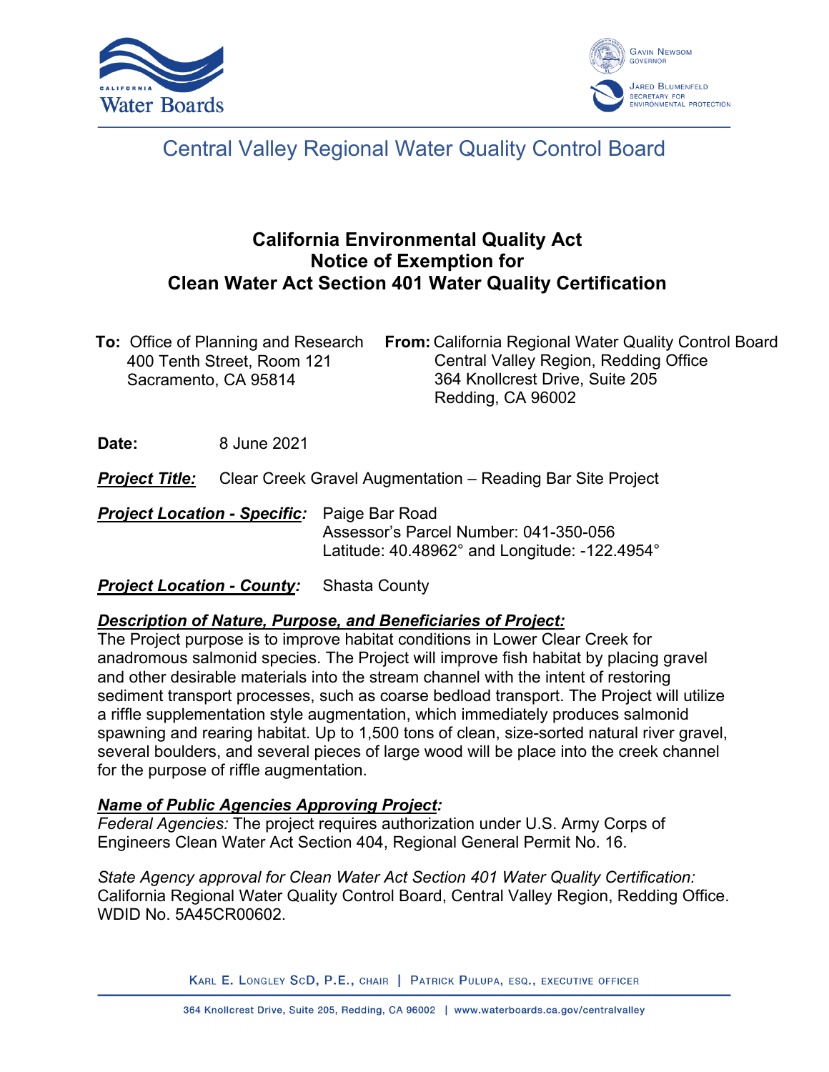# Central Valley Regional Water Quality Control Board

## California Environmental Quality Act Notice of Exemption for Clean Water Act Section 401 Water Quality Certification

**To:** Office of Planning and Research
400 Tenth Street, Room 121
Sacramento, CA 95814

**From:** California Regional Water Quality Control Board
Central Valley Region, Redding Office
364 Knollcrest Drive, Suite 205
Redding, CA 96002

**Date:** 8 June 2021

***Project Title:*** Clear Creek Gravel Augmentation – Reading Bar Site Project

***Project Location - Specific:*** Paige Bar Road
Assessor's Parcel Number: 041-350-056
Latitude: 40.48962° and Longitude: -122.4954°

***Project Location - County:*** Shasta County

***Description of Nature, Purpose, and Beneficiaries of Project:***
The Project purpose is to improve habitat conditions in Lower Clear Creek for anadromous salmonid species. The Project will improve fish habitat by placing gravel and other desirable materials into the stream channel with the intent of restoring sediment transport processes, such as coarse bedload transport. The Project will utilize a riffle supplementation style augmentation, which immediately produces salmonid spawning and rearing habitat. Up to 1,500 tons of clean, size-sorted natural river gravel, several boulders, and several pieces of large wood will be place into the creek channel for the purpose of riffle augmentation.

***Name of Public Agencies Approving Project:***
*Federal Agencies:* The project requires authorization under U.S. Army Corps of Engineers Clean Water Act Section 404, Regional General Permit No. 16.

*State Agency approval for Clean Water Act Section 401 Water Quality Certification:* California Regional Water Quality Control Board, Central Valley Region, Redding Office. WDID No. 5A45CR00602.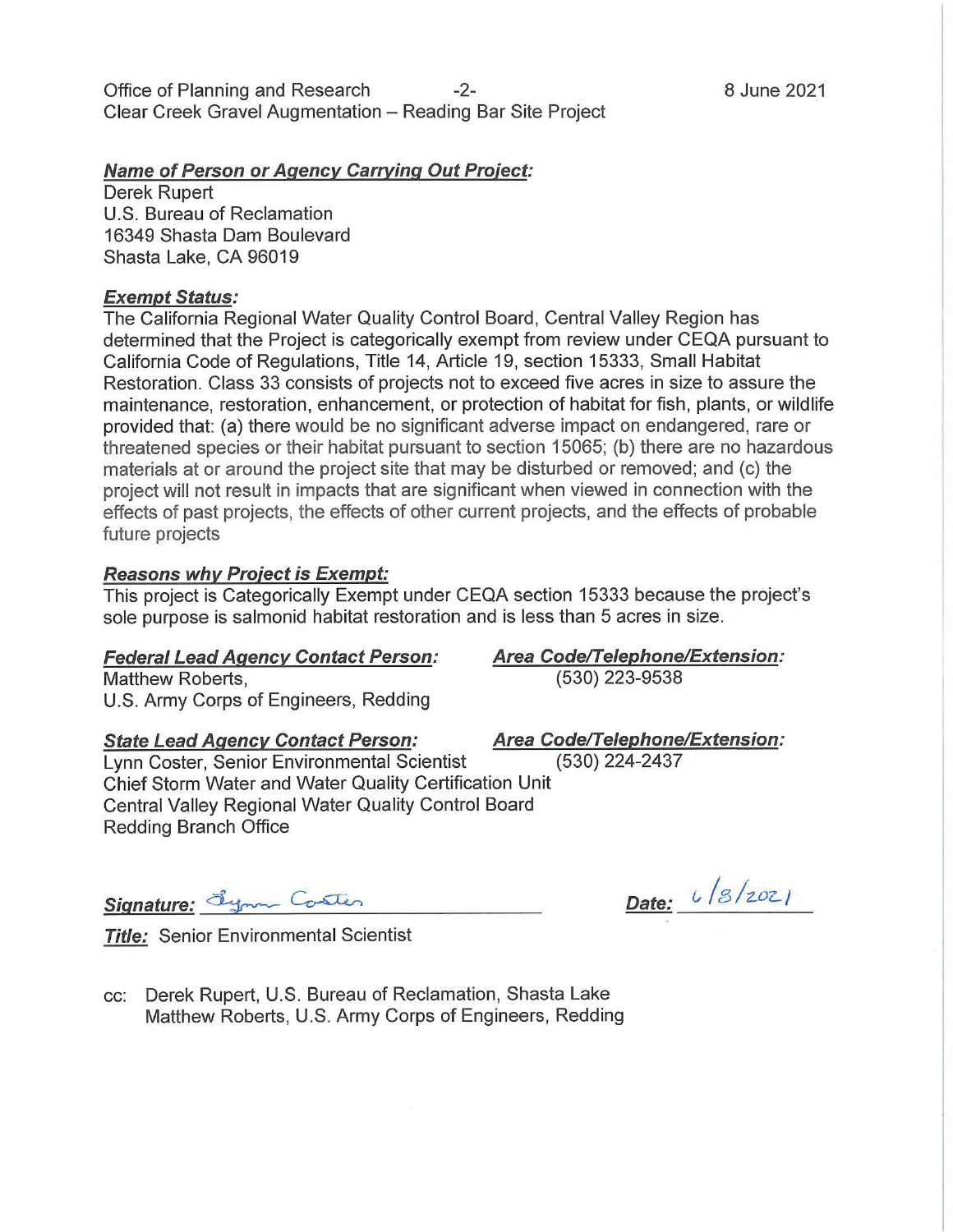***Name of Person or Agency Carrying Out Project:***
Derek Rupert
U.S. Bureau of Reclamation
16349 Shasta Dam Boulevard
Shasta Lake, CA 96019

***Exempt Status:***
The California Regional Water Quality Control Board, Central Valley Region has determined that the Project is categorically exempt from review under CEQA pursuant to California Code of Regulations, Title 14, Article 19, section 15333, Small Habitat Restoration. Class 33 consists of projects not to exceed five acres in size to assure the maintenance, restoration, enhancement, or protection of habitat for fish, plants, or wildlife provided that: (a) there would be no significant adverse impact on endangered, rare or threatened species or their habitat pursuant to section 15065; (b) there are no hazardous materials at or around the project site that may be disturbed or removed; and (c) the project will not result in impacts that are significant when viewed in connection with the effects of past projects, the effects of other current projects, and the effects of probable future projects

***Reasons why Project is Exempt:***
This project is Categorically Exempt under CEQA section 15333 because the project's sole purpose is salmonid habitat restoration and is less than 5 acres in size.

***Federal Lead Agency Contact Person:***
Matthew Roberts,
U.S. Army Corps of Engineers, Redding

***Area Code/Telephone/Extension:***
(530) 223-9538

***State Lead Agency Contact Person:***
Lynn Coster, Senior Environmental Scientist
Chief Storm Water and Water Quality Certification Unit
Central Valley Regional Water Quality Control Board
Redding Branch Office

***Area Code/Telephone/Extension:***
(530) 224-2437

***Signature:*** Lynn Coster

***Date:*** 6/8/2021

***Title:*** Senior Environmental Scientist

cc: Derek Rupert, U.S. Bureau of Reclamation, Shasta Lake
Matthew Roberts, U.S. Army Corps of Engineers, Redding